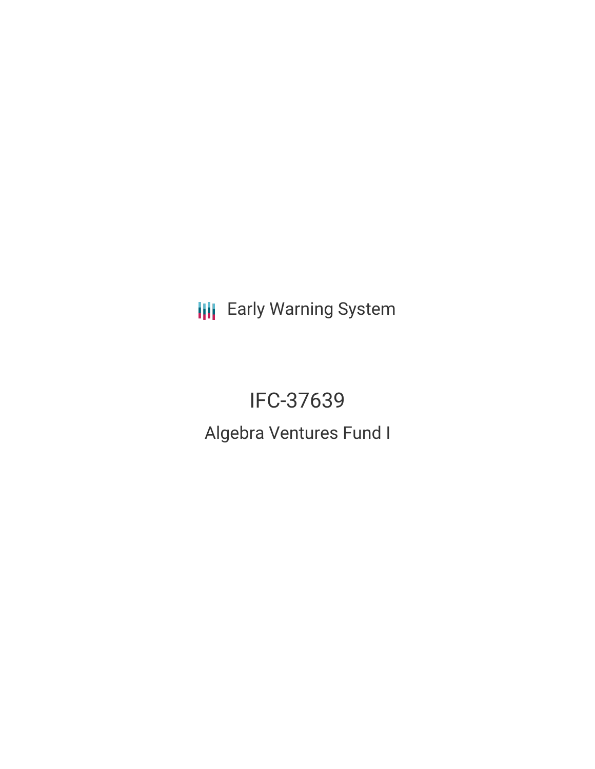Early Warning System

# IFC-37639

## Algebra Ventures Fund I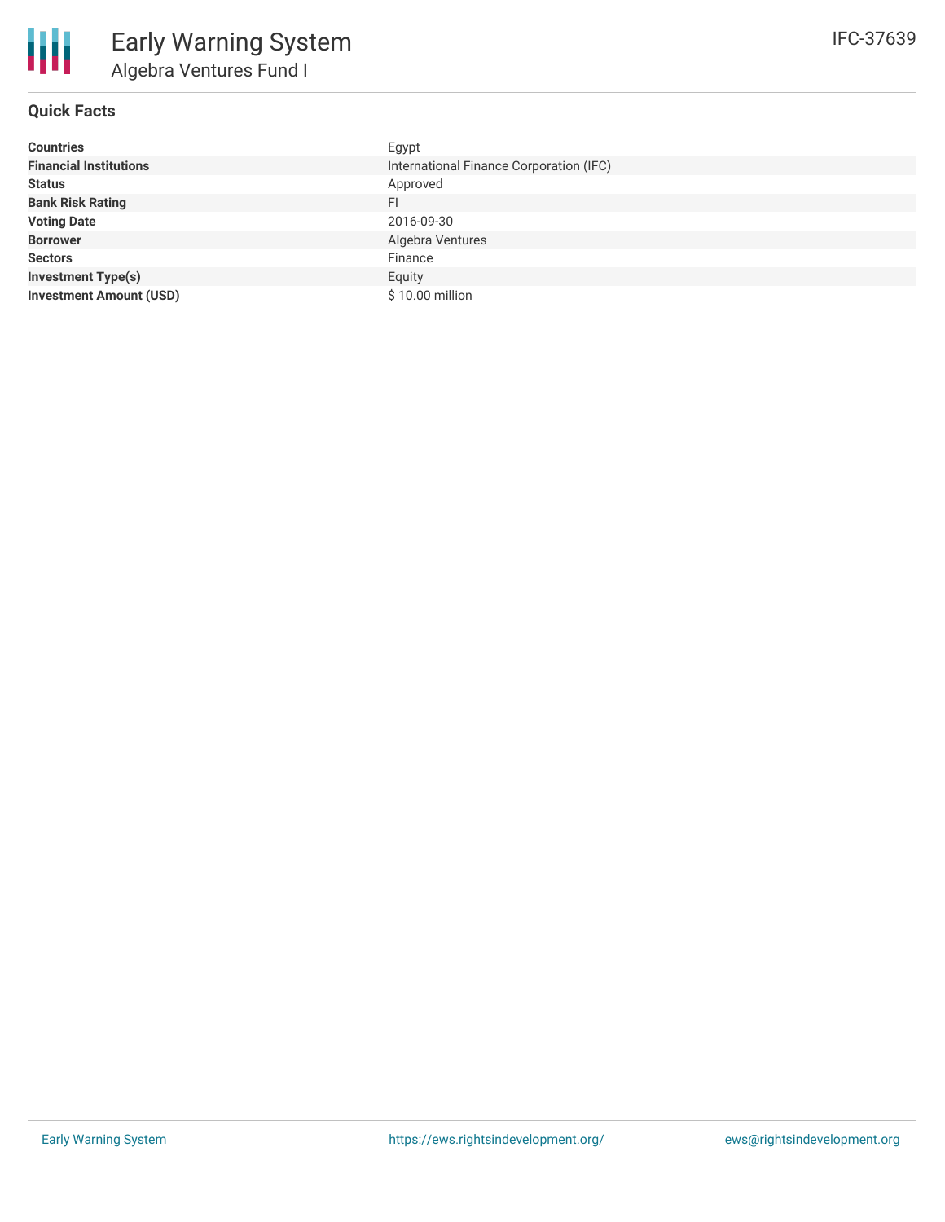# Early Warning System

## Algebra Ventures Fund I

IFC-37639

### Quick Facts

| | |
|---|---|
| **Countries** | Egypt |
| **Financial Institutions** | International Finance Corporation (IFC) |
| **Status** | Approved |
| **Bank Risk Rating** | FI |
| **Voting Date** | 2016-09-30 |
| **Borrower** | Algebra Ventures |
| **Sectors** | Finance |
| **Investment Type(s)** | Equity |
| **Investment Amount (USD)** | $ 10.00 million |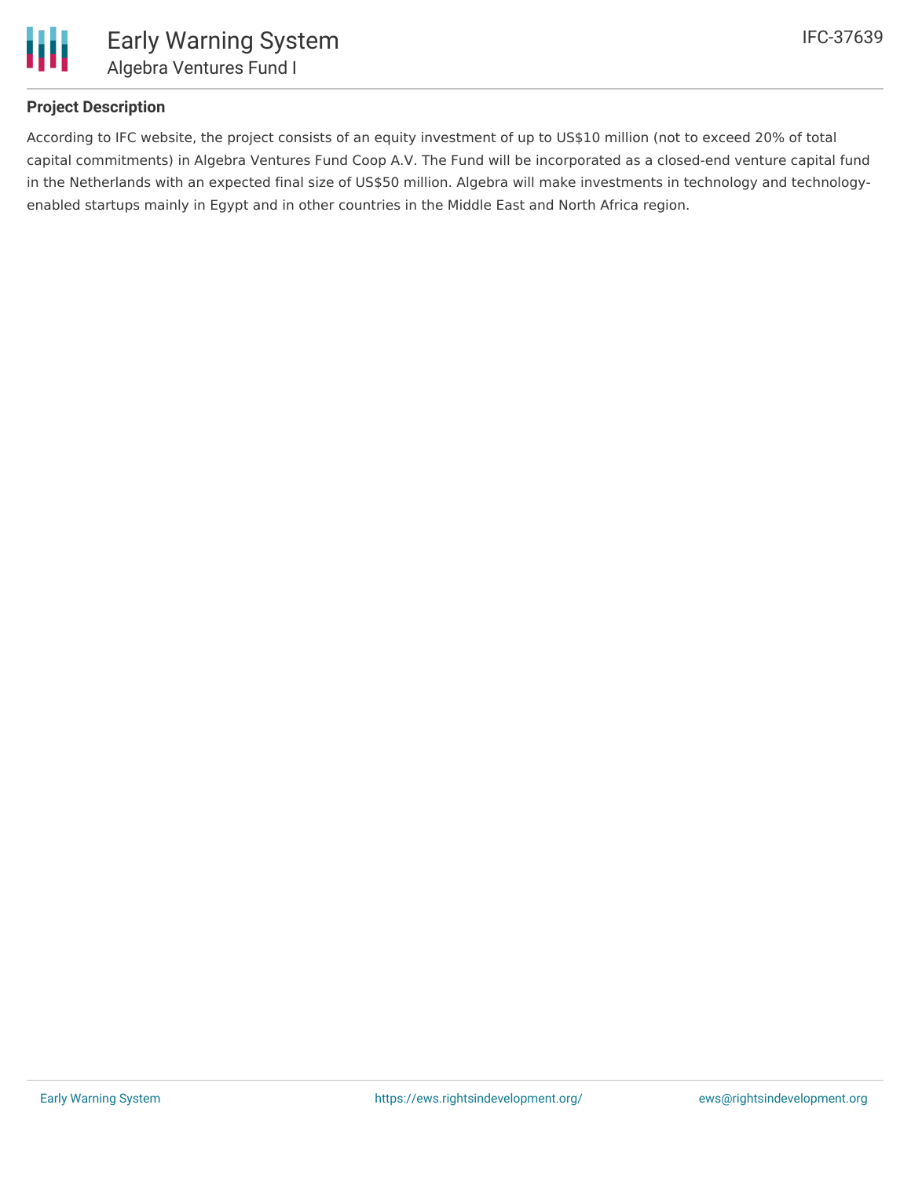## Project Description

According to IFC website, the project consists of an equity investment of up to US$10 million (not to exceed 20% of total capital commitments) in Algebra Ventures Fund Coop A.V. The Fund will be incorporated as a closed-end venture capital fund in the Netherlands with an expected final size of US$50 million. Algebra will make investments in technology and technology-enabled startups mainly in Egypt and in other countries in the Middle East and North Africa region.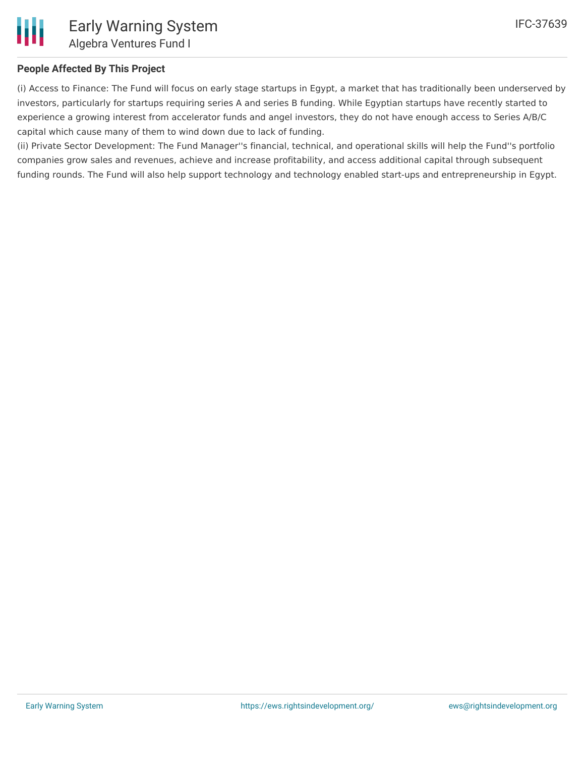## People Affected By This Project

(i) Access to Finance: The Fund will focus on early stage startups in Egypt, a market that has traditionally been underserved by investors, particularly for startups requiring series A and series B funding. While Egyptian startups have recently started to experience a growing interest from accelerator funds and angel investors, they do not have enough access to Series A/B/C capital which cause many of them to wind down due to lack of funding.

(ii) Private Sector Development: The Fund Manager''s financial, technical, and operational skills will help the Fund''s portfolio companies grow sales and revenues, achieve and increase profitability, and access additional capital through subsequent funding rounds. The Fund will also help support technology and technology enabled start-ups and entrepreneurship in Egypt.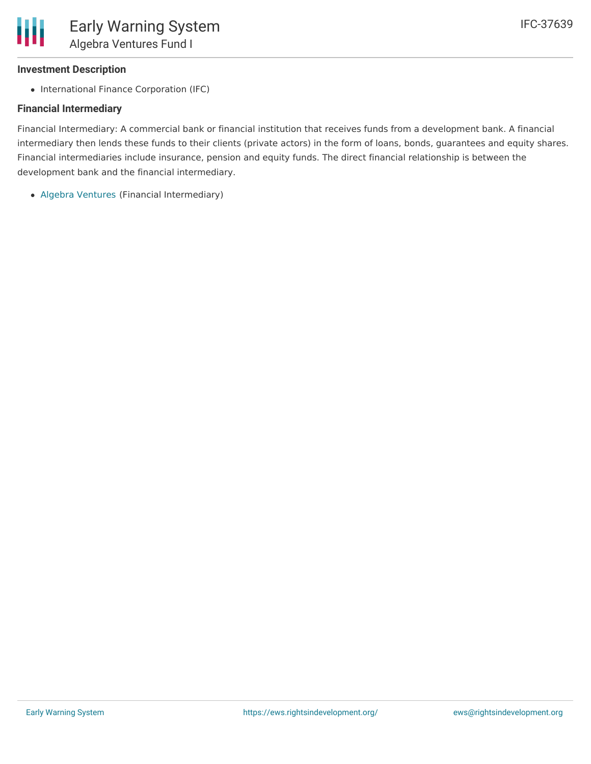### Investment Description

- International Finance Corporation (IFC)

### Financial Intermediary

Financial Intermediary: A commercial bank or financial institution that receives funds from a development bank. A financial intermediary then lends these funds to their clients (private actors) in the form of loans, bonds, guarantees and equity shares. Financial intermediaries include insurance, pension and equity funds. The direct financial relationship is between the development bank and the financial intermediary.

- Algebra Ventures (Financial Intermediary)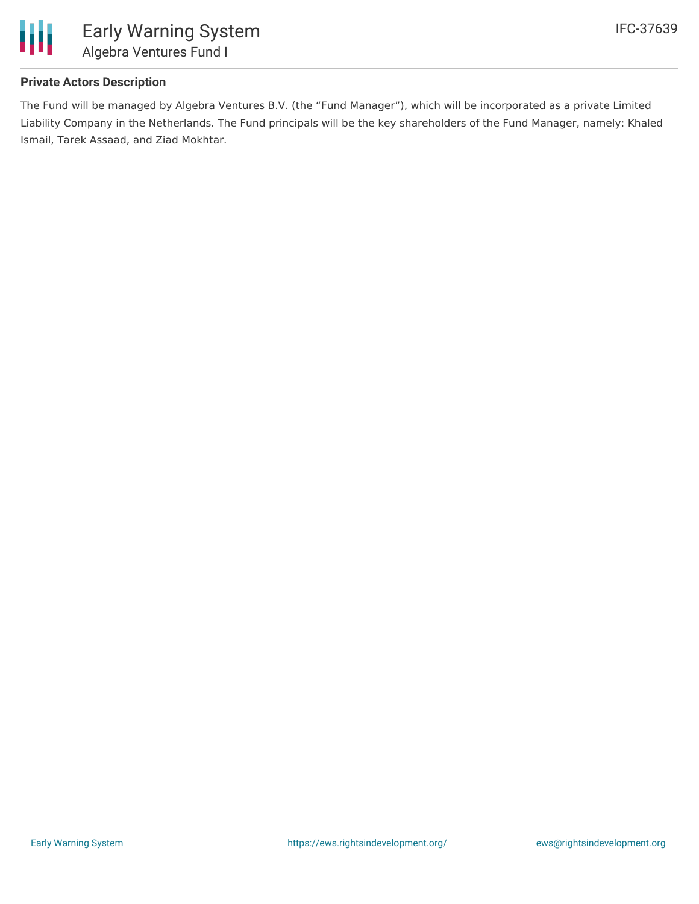### Private Actors Description

The Fund will be managed by Algebra Ventures B.V. (the "Fund Manager"), which will be incorporated as a private Limited Liability Company in the Netherlands. The Fund principals will be the key shareholders of the Fund Manager, namely: Khaled Ismail, Tarek Assaad, and Ziad Mokhtar.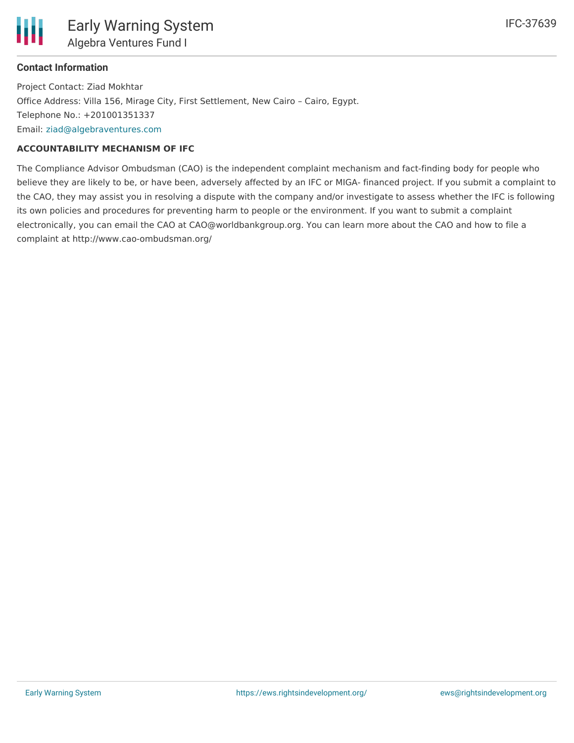**Contact Information**

Project Contact: Ziad Mokhtar

Office Address: Villa 156, Mirage City, First Settlement, New Cairo – Cairo, Egypt.

Telephone No.: +201001351337

Email: ziad@algebraventures.com

**ACCOUNTABILITY MECHANISM OF IFC**

The Compliance Advisor Ombudsman (CAO) is the independent complaint mechanism and fact-finding body for people who believe they are likely to be, or have been, adversely affected by an IFC or MIGA- financed project. If you submit a complaint to the CAO, they may assist you in resolving a dispute with the company and/or investigate to assess whether the IFC is following its own policies and procedures for preventing harm to people or the environment. If you want to submit a complaint electronically, you can email the CAO at CAO@worldbankgroup.org. You can learn more about the CAO and how to file a complaint at http://www.cao-ombudsman.org/